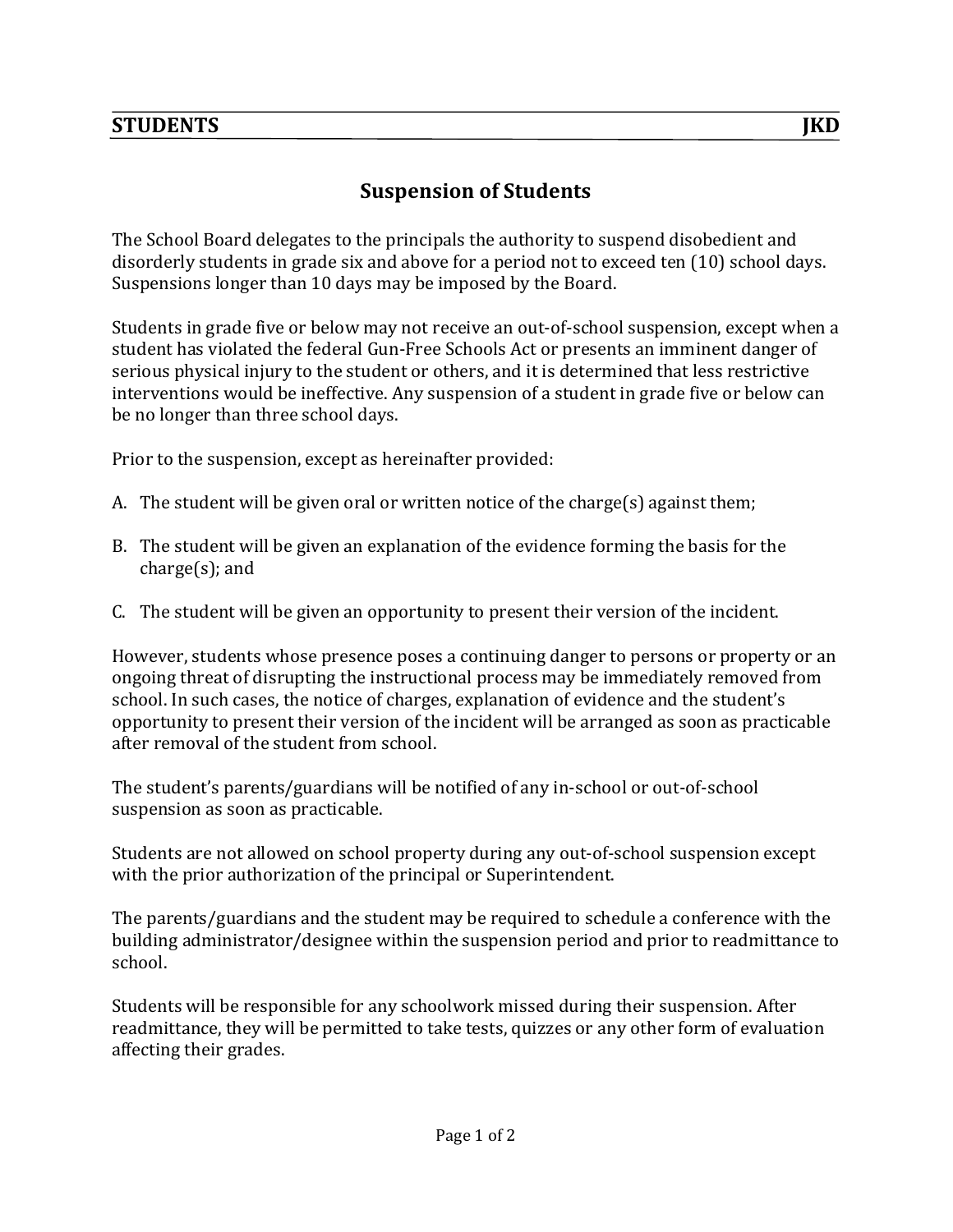**STUDENTS** **JKD**

# Suspension of Students

The School Board delegates to the principals the authority to suspend disobedient and disorderly students in grade six and above for a period not to exceed ten (10) school days. Suspensions longer than 10 days may be imposed by the Board.

Students in grade five or below may not receive an out-of-school suspension, except when a student has violated the federal Gun-Free Schools Act or presents an imminent danger of serious physical injury to the student or others, and it is determined that less restrictive interventions would be ineffective. Any suspension of a student in grade five or below can be no longer than three school days.

Prior to the suspension, except as hereinafter provided:

A. The student will be given oral or written notice of the charge(s) against them;

B. The student will be given an explanation of the evidence forming the basis for the charge(s); and

C. The student will be given an opportunity to present their version of the incident.

However, students whose presence poses a continuing danger to persons or property or an ongoing threat of disrupting the instructional process may be immediately removed from school. In such cases, the notice of charges, explanation of evidence and the student's opportunity to present their version of the incident will be arranged as soon as practicable after removal of the student from school.

The student's parents/guardians will be notified of any in-school or out-of-school suspension as soon as practicable.

Students are not allowed on school property during any out-of-school suspension except with the prior authorization of the principal or Superintendent.

The parents/guardians and the student may be required to schedule a conference with the building administrator/designee within the suspension period and prior to readmittance to school.

Students will be responsible for any schoolwork missed during their suspension. After readmittance, they will be permitted to take tests, quizzes or any other form of evaluation affecting their grades.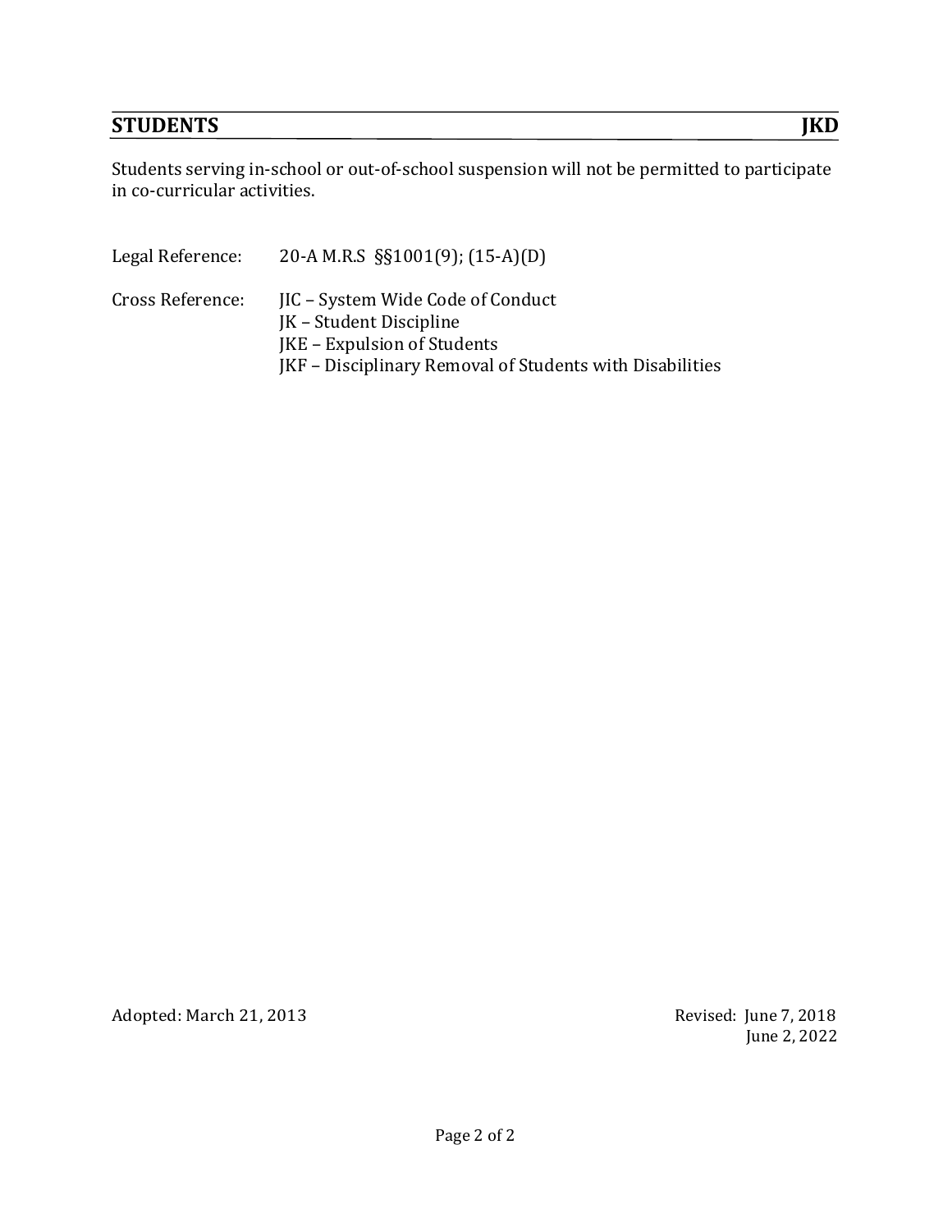Students serving in-school or out-of-school suspension will not be permitted to participate in co-curricular activities.

Legal Reference: 20-A M.R.S §§1001(9); (15-A)(D)

Cross Reference: JIC – System Wide Code of Conduct
JK – Student Discipline
JKE – Expulsion of Students
JKF – Disciplinary Removal of Students with Disabilities

Adopted: March 21, 2013

Revised: June 7, 2018
June 2, 2022